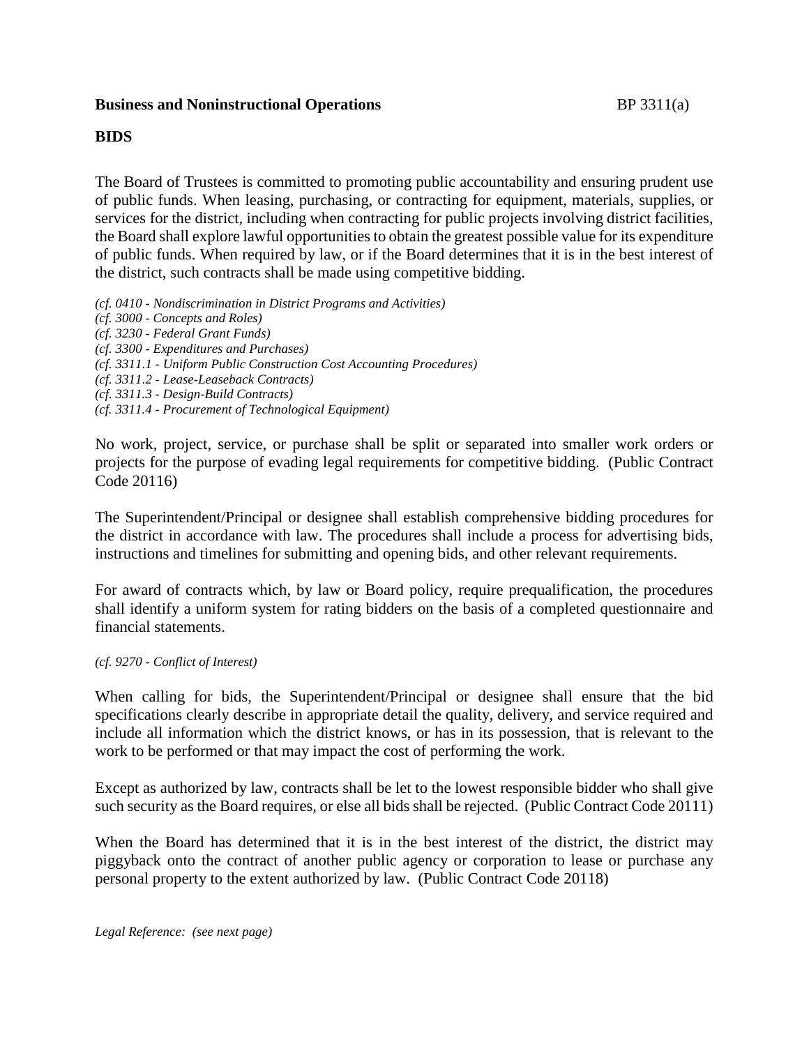**Business and Noninstructional Operations** BP 3311(a)

**BIDS**

The Board of Trustees is committed to promoting public accountability and ensuring prudent use of public funds. When leasing, purchasing, or contracting for equipment, materials, supplies, or services for the district, including when contracting for public projects involving district facilities, the Board shall explore lawful opportunities to obtain the greatest possible value for its expenditure of public funds. When required by law, or if the Board determines that it is in the best interest of the district, such contracts shall be made using competitive bidding.

*(cf. 0410 - Nondiscrimination in District Programs and Activities)*
*(cf. 3000 - Concepts and Roles)*
*(cf. 3230 - Federal Grant Funds)*
*(cf. 3300 - Expenditures and Purchases)*
*(cf. 3311.1 - Uniform Public Construction Cost Accounting Procedures)*
*(cf. 3311.2 - Lease-Leaseback Contracts)*
*(cf. 3311.3 - Design-Build Contracts)*
*(cf. 3311.4 - Procurement of Technological Equipment)*

No work, project, service, or purchase shall be split or separated into smaller work orders or projects for the purpose of evading legal requirements for competitive bidding. (Public Contract Code 20116)

The Superintendent/Principal or designee shall establish comprehensive bidding procedures for the district in accordance with law. The procedures shall include a process for advertising bids, instructions and timelines for submitting and opening bids, and other relevant requirements.

For award of contracts which, by law or Board policy, require prequalification, the procedures shall identify a uniform system for rating bidders on the basis of a completed questionnaire and financial statements.

*(cf. 9270 - Conflict of Interest)*

When calling for bids, the Superintendent/Principal or designee shall ensure that the bid specifications clearly describe in appropriate detail the quality, delivery, and service required and include all information which the district knows, or has in its possession, that is relevant to the work to be performed or that may impact the cost of performing the work.

Except as authorized by law, contracts shall be let to the lowest responsible bidder who shall give such security as the Board requires, or else all bids shall be rejected. (Public Contract Code 20111)

When the Board has determined that it is in the best interest of the district, the district may piggyback onto the contract of another public agency or corporation to lease or purchase any personal property to the extent authorized by law. (Public Contract Code 20118)

*Legal Reference: (see next page)*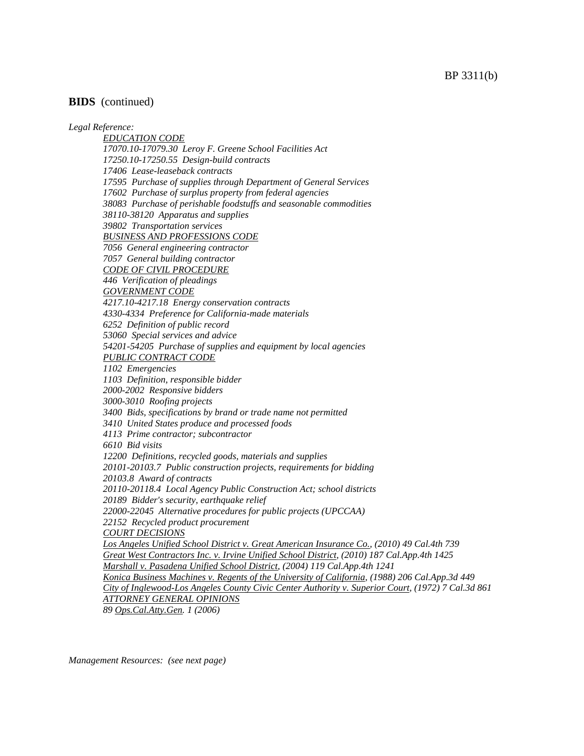**BIDS** (continued)

*Legal Reference:*

*EDUCATION CODE*
*17070.10-17079.30 Leroy F. Greene School Facilities Act*
*17250.10-17250.55 Design-build contracts*
*17406 Lease-leaseback contracts*
*17595 Purchase of supplies through Department of General Services*
*17602 Purchase of surplus property from federal agencies*
*38083 Purchase of perishable foodstuffs and seasonable commodities*
*38110-38120 Apparatus and supplies*
*39802 Transportation services*
*BUSINESS AND PROFESSIONS CODE*
*7056 General engineering contractor*
*7057 General building contractor*
*CODE OF CIVIL PROCEDURE*
*446 Verification of pleadings*
*GOVERNMENT CODE*
*4217.10-4217.18 Energy conservation contracts*
*4330-4334 Preference for California-made materials*
*6252 Definition of public record*
*53060 Special services and advice*
*54201-54205 Purchase of supplies and equipment by local agencies*
*PUBLIC CONTRACT CODE*
*1102 Emergencies*
*1103 Definition, responsible bidder*
*2000-2002 Responsive bidders*
*3000-3010 Roofing projects*
*3400 Bids, specifications by brand or trade name not permitted*
*3410 United States produce and processed foods*
*4113 Prime contractor; subcontractor*
*6610 Bid visits*
*12200 Definitions, recycled goods, materials and supplies*
*20101-20103.7 Public construction projects, requirements for bidding*
*20103.8 Award of contracts*
*20110-20118.4 Local Agency Public Construction Act; school districts*
*20189 Bidder's security, earthquake relief*
*22000-22045 Alternative procedures for public projects (UPCCAA)*
*22152 Recycled product procurement*
*COURT DECISIONS*
*Los Angeles Unified School District v. Great American Insurance Co., (2010) 49 Cal.4th 739*
*Great West Contractors Inc. v. Irvine Unified School District, (2010) 187 Cal.App.4th 1425*
*Marshall v. Pasadena Unified School District, (2004) 119 Cal.App.4th 1241*
*Konica Business Machines v. Regents of the University of California, (1988) 206 Cal.App.3d 449*
*City of Inglewood-Los Angeles County Civic Center Authority v. Superior Court, (1972) 7 Cal.3d 861*
*ATTORNEY GENERAL OPINIONS*
*89 Ops.Cal.Atty.Gen. 1 (2006)*

*Management Resources: (see next page)*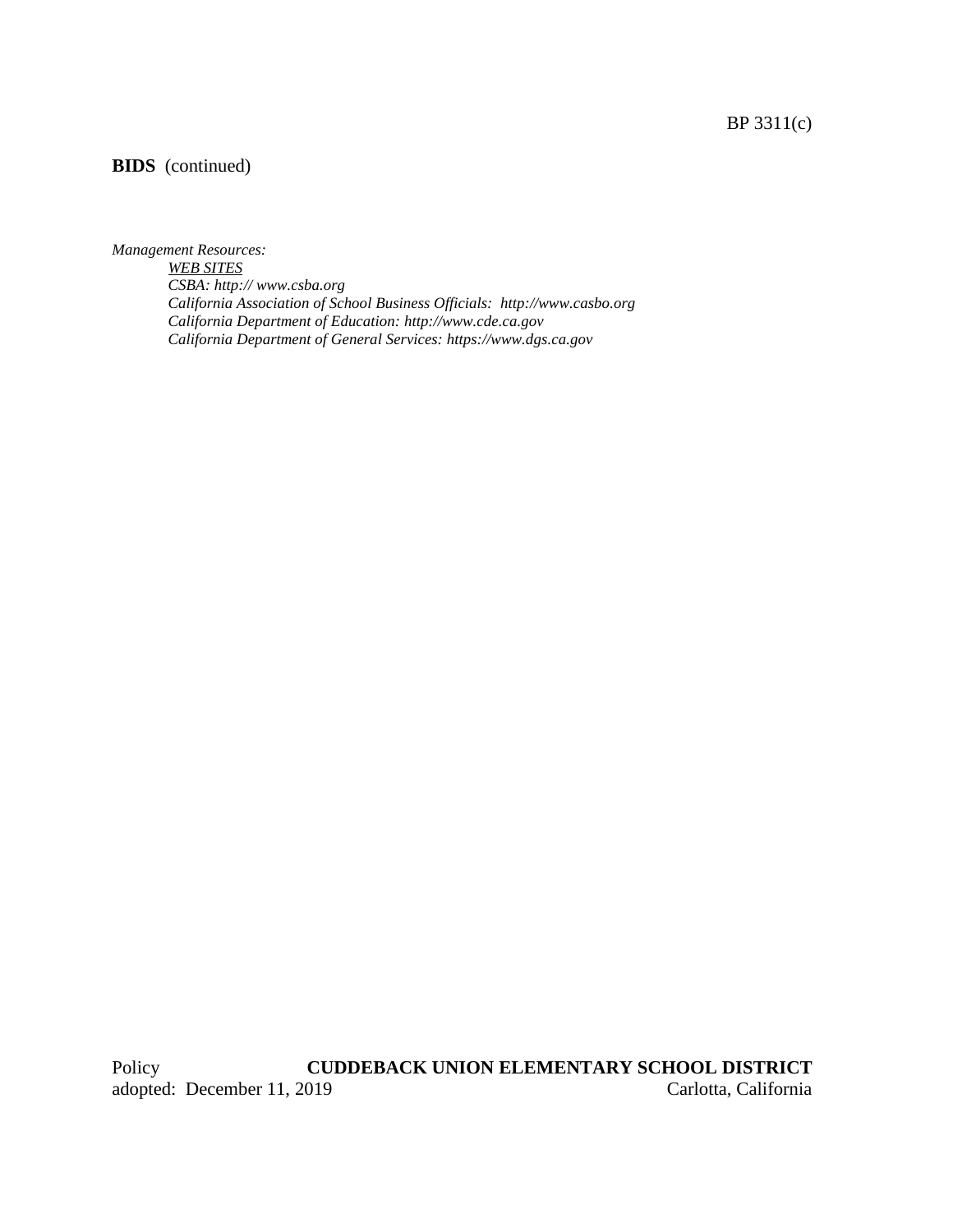**BIDS** (continued)

*Management Resources:*

*WEB SITES*

*CSBA: http:// www.csba.org*

*California Association of School Business Officials: http://www.casbo.org*

*California Department of Education: http://www.cde.ca.gov*

*California Department of General Services: https://www.dgs.ca.gov*

Policy adopted: December 11, 2019

**CUDDEBACK UNION ELEMENTARY SCHOOL DISTRICT**
Carlotta, California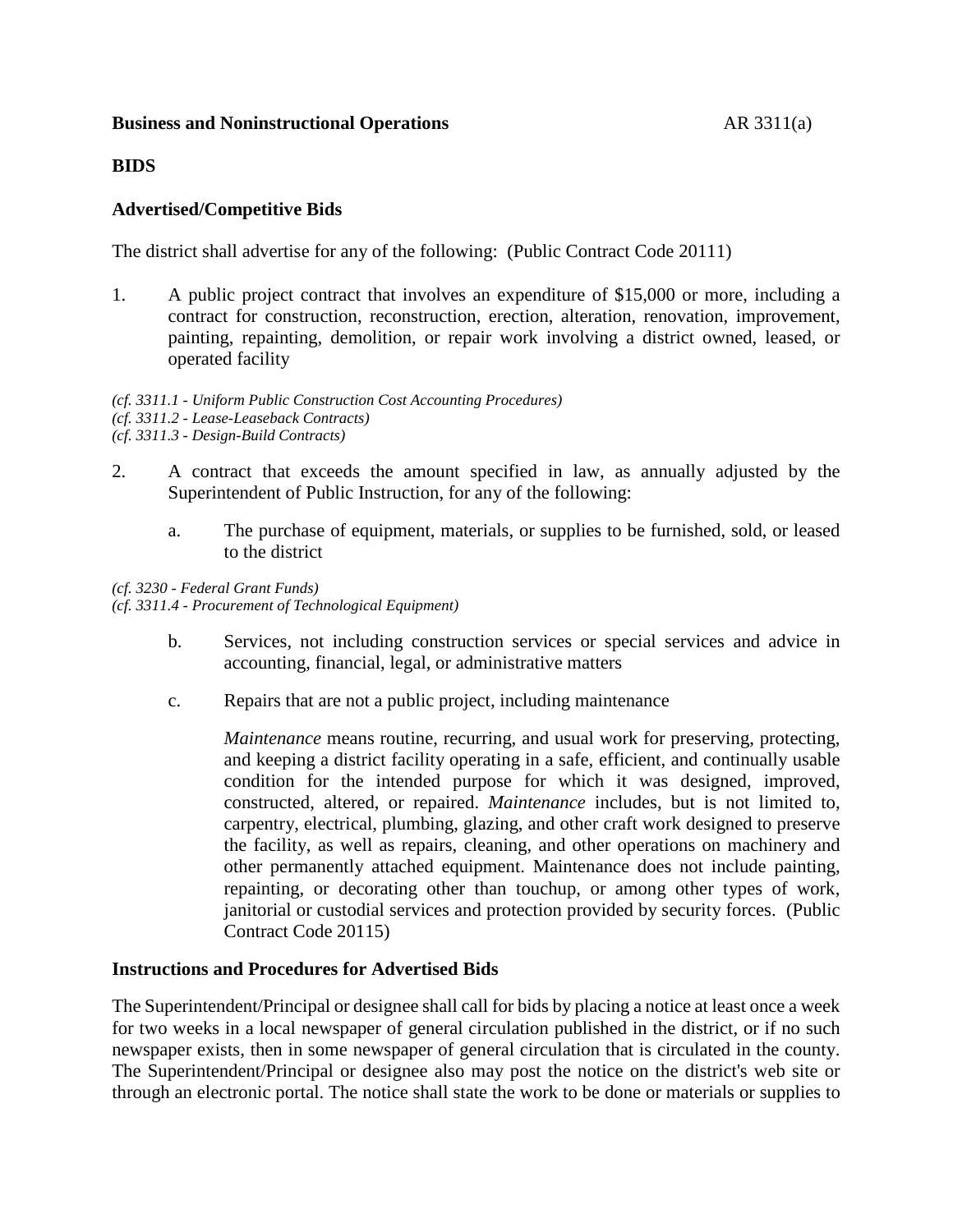**Business and Noninstructional Operations** AR 3311(a)

**BIDS**

**Advertised/Competitive Bids**

The district shall advertise for any of the following: (Public Contract Code 20111)

1. A public project contract that involves an expenditure of $15,000 or more, including a contract for construction, reconstruction, erection, alteration, renovation, improvement, painting, repainting, demolition, or repair work involving a district owned, leased, or operated facility

*(cf. 3311.1 - Uniform Public Construction Cost Accounting Procedures)*
*(cf. 3311.2 - Lease-Leaseback Contracts)*
*(cf. 3311.3 - Design-Build Contracts)*

2. A contract that exceeds the amount specified in law, as annually adjusted by the Superintendent of Public Instruction, for any of the following:

   a. The purchase of equipment, materials, or supplies to be furnished, sold, or leased to the district

*(cf. 3230 - Federal Grant Funds)*
*(cf. 3311.4 - Procurement of Technological Equipment)*

   b. Services, not including construction services or special services and advice in accounting, financial, legal, or administrative matters

   c. Repairs that are not a public project, including maintenance

      *Maintenance* means routine, recurring, and usual work for preserving, protecting, and keeping a district facility operating in a safe, efficient, and continually usable condition for the intended purpose for which it was designed, improved, constructed, altered, or repaired. *Maintenance* includes, but is not limited to, carpentry, electrical, plumbing, glazing, and other craft work designed to preserve the facility, as well as repairs, cleaning, and other operations on machinery and other permanently attached equipment. Maintenance does not include painting, repainting, or decorating other than touchup, or among other types of work, janitorial or custodial services and protection provided by security forces. (Public Contract Code 20115)

**Instructions and Procedures for Advertised Bids**

The Superintendent/Principal or designee shall call for bids by placing a notice at least once a week for two weeks in a local newspaper of general circulation published in the district, or if no such newspaper exists, then in some newspaper of general circulation that is circulated in the county. The Superintendent/Principal or designee also may post the notice on the district's web site or through an electronic portal. The notice shall state the work to be done or materials or supplies to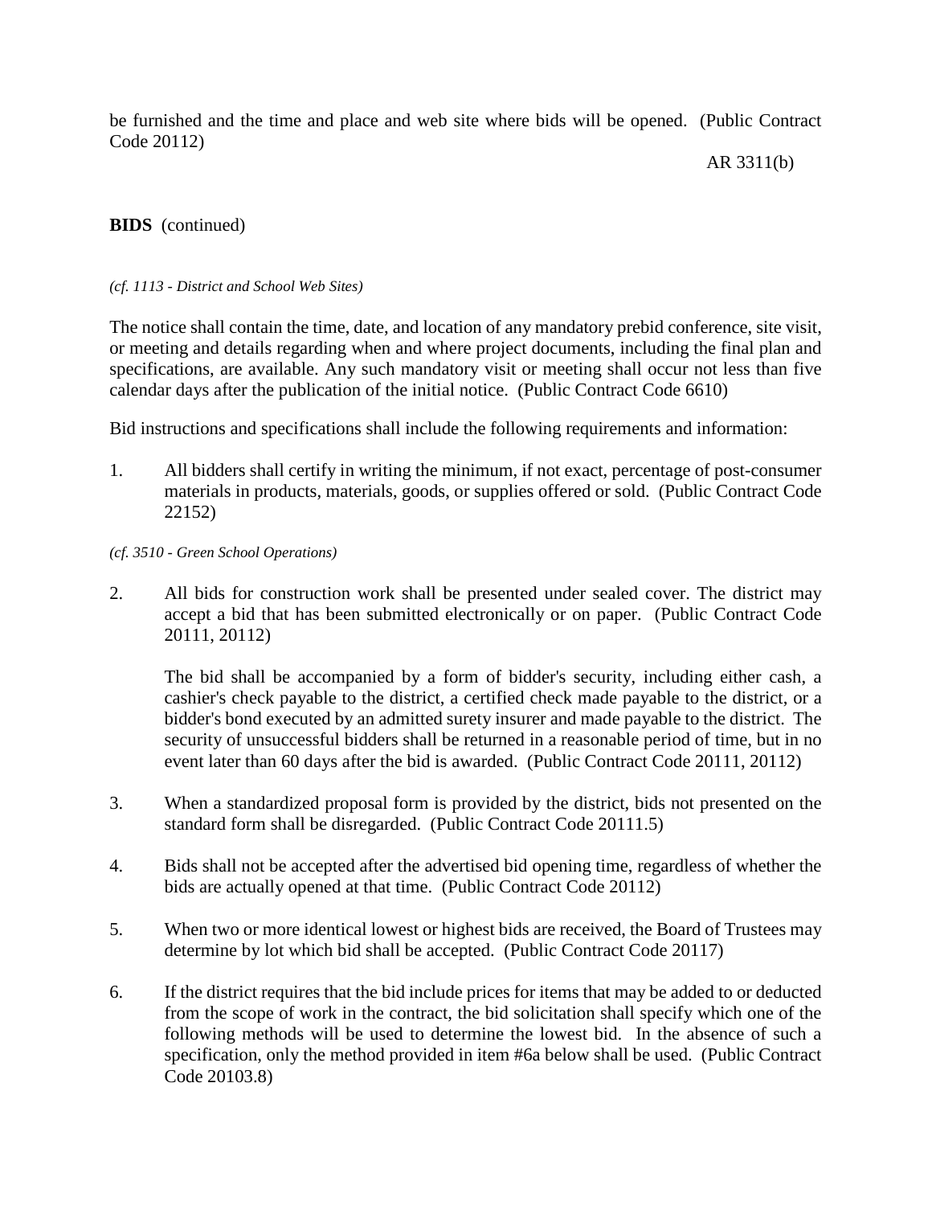be furnished and the time and place and web site where bids will be opened. (Public Contract Code 20112)

**BIDS** (continued)

*(cf. 1113 - District and School Web Sites)*

The notice shall contain the time, date, and location of any mandatory prebid conference, site visit, or meeting and details regarding when and where project documents, including the final plan and specifications, are available. Any such mandatory visit or meeting shall occur not less than five calendar days after the publication of the initial notice. (Public Contract Code 6610)

Bid instructions and specifications shall include the following requirements and information:

1. All bidders shall certify in writing the minimum, if not exact, percentage of post-consumer materials in products, materials, goods, or supplies offered or sold. (Public Contract Code 22152)

*(cf. 3510 - Green School Operations)*

2. All bids for construction work shall be presented under sealed cover. The district may accept a bid that has been submitted electronically or on paper. (Public Contract Code 20111, 20112)

   The bid shall be accompanied by a form of bidder's security, including either cash, a cashier's check payable to the district, a certified check made payable to the district, or a bidder's bond executed by an admitted surety insurer and made payable to the district. The security of unsuccessful bidders shall be returned in a reasonable period of time, but in no event later than 60 days after the bid is awarded. (Public Contract Code 20111, 20112)

3. When a standardized proposal form is provided by the district, bids not presented on the standard form shall be disregarded. (Public Contract Code 20111.5)

4. Bids shall not be accepted after the advertised bid opening time, regardless of whether the bids are actually opened at that time. (Public Contract Code 20112)

5. When two or more identical lowest or highest bids are received, the Board of Trustees may determine by lot which bid shall be accepted. (Public Contract Code 20117)

6. If the district requires that the bid include prices for items that may be added to or deducted from the scope of work in the contract, the bid solicitation shall specify which one of the following methods will be used to determine the lowest bid. In the absence of such a specification, only the method provided in item #6a below shall be used. (Public Contract Code 20103.8)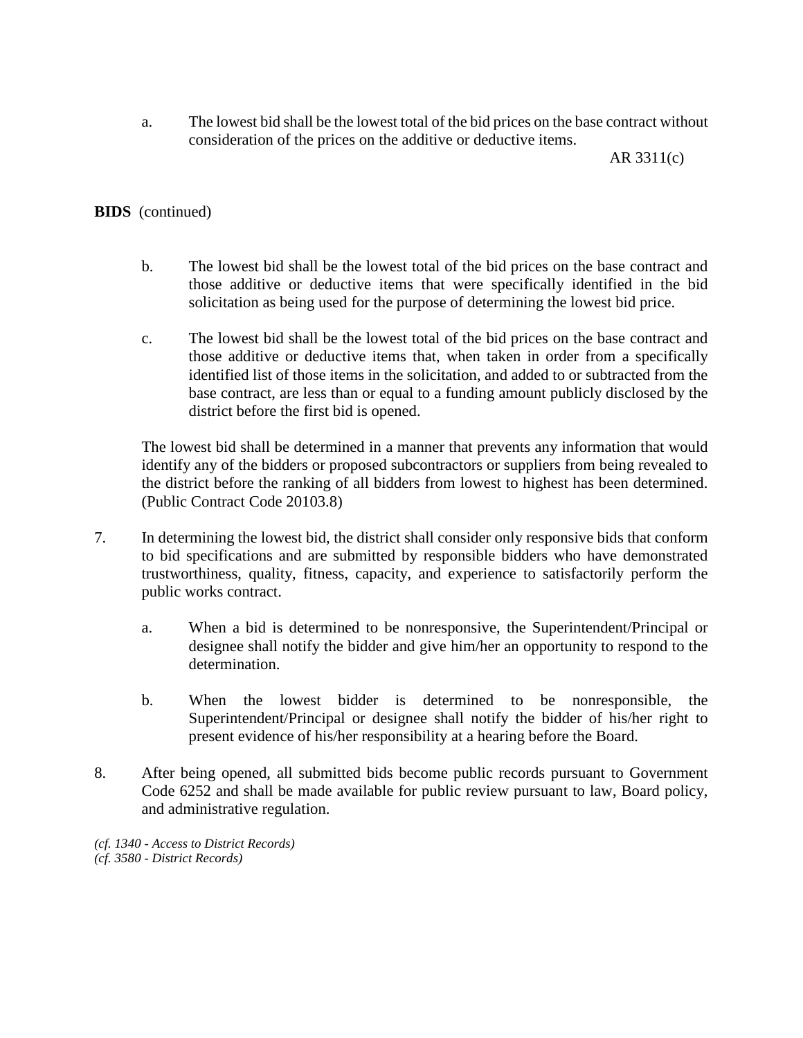a. The lowest bid shall be the lowest total of the bid prices on the base contract without consideration of the prices on the additive or deductive items.

**BIDS** (continued)

b. The lowest bid shall be the lowest total of the bid prices on the base contract and those additive or deductive items that were specifically identified in the bid solicitation as being used for the purpose of determining the lowest bid price.

c. The lowest bid shall be the lowest total of the bid prices on the base contract and those additive or deductive items that, when taken in order from a specifically identified list of those items in the solicitation, and added to or subtracted from the base contract, are less than or equal to a funding amount publicly disclosed by the district before the first bid is opened.

The lowest bid shall be determined in a manner that prevents any information that would identify any of the bidders or proposed subcontractors or suppliers from being revealed to the district before the ranking of all bidders from lowest to highest has been determined. (Public Contract Code 20103.8)

7. In determining the lowest bid, the district shall consider only responsive bids that conform to bid specifications and are submitted by responsible bidders who have demonstrated trustworthiness, quality, fitness, capacity, and experience to satisfactorily perform the public works contract.

   a. When a bid is determined to be nonresponsive, the Superintendent/Principal or designee shall notify the bidder and give him/her an opportunity to respond to the determination.

   b. When the lowest bidder is determined to be nonresponsible, the Superintendent/Principal or designee shall notify the bidder of his/her right to present evidence of his/her responsibility at a hearing before the Board.

8. After being opened, all submitted bids become public records pursuant to Government Code 6252 and shall be made available for public review pursuant to law, Board policy, and administrative regulation.

*(cf. 1340 - Access to District Records)*
*(cf. 3580 - District Records)*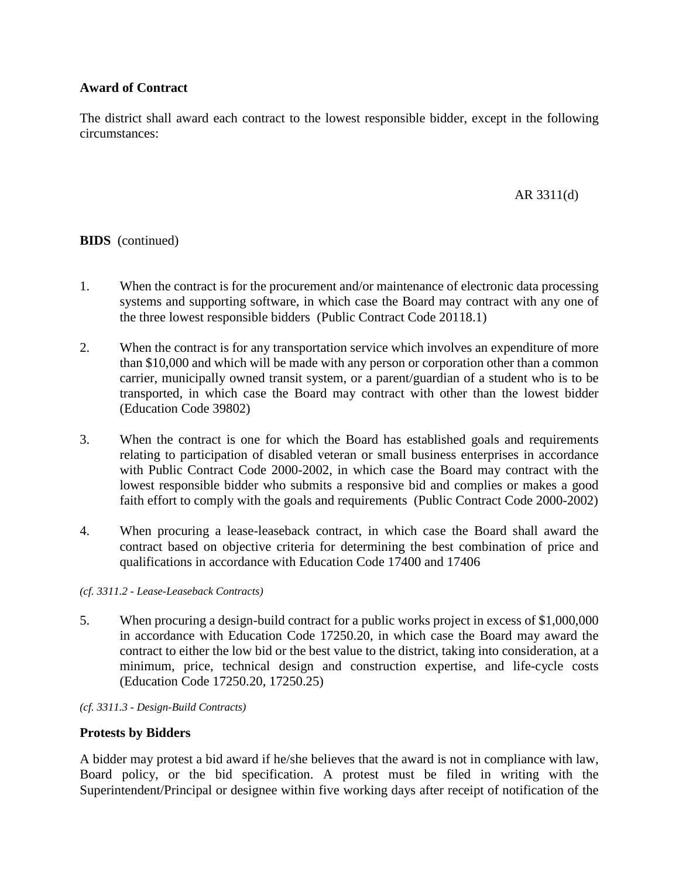**Award of Contract**

The district shall award each contract to the lowest responsible bidder, except in the following circumstances:

1. When the contract is for the procurement and/or maintenance of electronic data processing systems and supporting software, in which case the Board may contract with any one of the three lowest responsible bidders (Public Contract Code 20118.1)

2. When the contract is for any transportation service which involves an expenditure of more than $10,000 and which will be made with any person or corporation other than a common carrier, municipally owned transit system, or a parent/guardian of a student who is to be transported, in which case the Board may contract with other than the lowest bidder (Education Code 39802)

3. When the contract is one for which the Board has established goals and requirements relating to participation of disabled veteran or small business enterprises in accordance with Public Contract Code 2000-2002, in which case the Board may contract with the lowest responsible bidder who submits a responsive bid and complies or makes a good faith effort to comply with the goals and requirements (Public Contract Code 2000-2002)

4. When procuring a lease-leaseback contract, in which case the Board shall award the contract based on objective criteria for determining the best combination of price and qualifications in accordance with Education Code 17400 and 17406

*(cf. 3311.2 - Lease-Leaseback Contracts)*

5. When procuring a design-build contract for a public works project in excess of $1,000,000 in accordance with Education Code 17250.20, in which case the Board may award the contract to either the low bid or the best value to the district, taking into consideration, at a minimum, price, technical design and construction expertise, and life-cycle costs (Education Code 17250.20, 17250.25)

*(cf. 3311.3 - Design-Build Contracts)*

**Protests by Bidders**

A bidder may protest a bid award if he/she believes that the award is not in compliance with law, Board policy, or the bid specification. A protest must be filed in writing with the Superintendent/Principal or designee within five working days after receipt of notification of the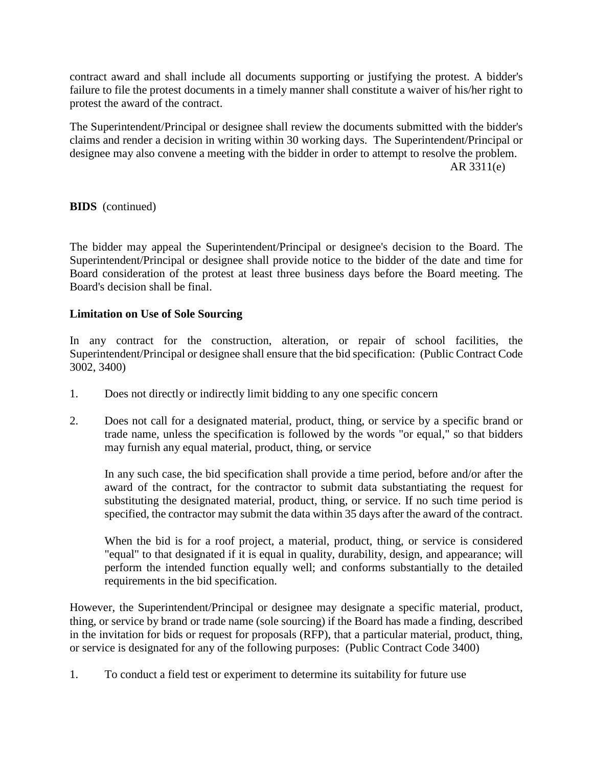contract award and shall include all documents supporting or justifying the protest. A bidder's failure to file the protest documents in a timely manner shall constitute a waiver of his/her right to protest the award of the contract.

The Superintendent/Principal or designee shall review the documents submitted with the bidder's claims and render a decision in writing within 30 working days. The Superintendent/Principal or designee may also convene a meeting with the bidder in order to attempt to resolve the problem.

The bidder may appeal the Superintendent/Principal or designee's decision to the Board. The Superintendent/Principal or designee shall provide notice to the bidder of the date and time for Board consideration of the protest at least three business days before the Board meeting. The Board's decision shall be final.

**Limitation on Use of Sole Sourcing**

In any contract for the construction, alteration, or repair of school facilities, the Superintendent/Principal or designee shall ensure that the bid specification: (Public Contract Code 3002, 3400)

1. Does not directly or indirectly limit bidding to any one specific concern

2. Does not call for a designated material, product, thing, or service by a specific brand or trade name, unless the specification is followed by the words "or equal," so that bidders may furnish any equal material, product, thing, or service

   In any such case, the bid specification shall provide a time period, before and/or after the award of the contract, for the contractor to submit data substantiating the request for substituting the designated material, product, thing, or service. If no such time period is specified, the contractor may submit the data within 35 days after the award of the contract.

   When the bid is for a roof project, a material, product, thing, or service is considered "equal" to that designated if it is equal in quality, durability, design, and appearance; will perform the intended function equally well; and conforms substantially to the detailed requirements in the bid specification.

However, the Superintendent/Principal or designee may designate a specific material, product, thing, or service by brand or trade name (sole sourcing) if the Board has made a finding, described in the invitation for bids or request for proposals (RFP), that a particular material, product, thing, or service is designated for any of the following purposes: (Public Contract Code 3400)

1. To conduct a field test or experiment to determine its suitability for future use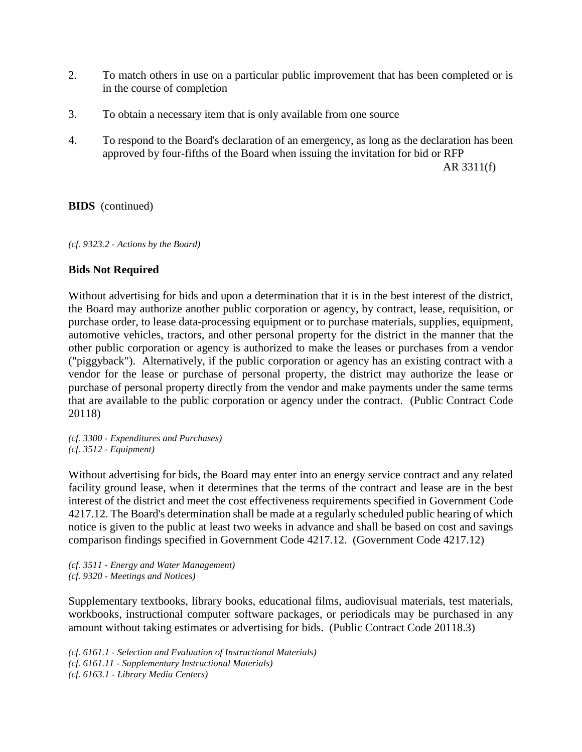2. To match others in use on a particular public improvement that has been completed or is in the course of completion

3. To obtain a necessary item that is only available from one source

4. To respond to the Board's declaration of an emergency, as long as the declaration has been approved by four-fifths of the Board when issuing the invitation for bid or RFP

*(cf. 9323.2 - Actions by the Board)*

### Bids Not Required

Without advertising for bids and upon a determination that it is in the best interest of the district, the Board may authorize another public corporation or agency, by contract, lease, requisition, or purchase order, to lease data-processing equipment or to purchase materials, supplies, equipment, automotive vehicles, tractors, and other personal property for the district in the manner that the other public corporation or agency is authorized to make the leases or purchases from a vendor ("piggyback"). Alternatively, if the public corporation or agency has an existing contract with a vendor for the lease or purchase of personal property, the district may authorize the lease or purchase of personal property directly from the vendor and make payments under the same terms that are available to the public corporation or agency under the contract. (Public Contract Code 20118)

*(cf. 3300 - Expenditures and Purchases)*
*(cf. 3512 - Equipment)*

Without advertising for bids, the Board may enter into an energy service contract and any related facility ground lease, when it determines that the terms of the contract and lease are in the best interest of the district and meet the cost effectiveness requirements specified in Government Code 4217.12. The Board's determination shall be made at a regularly scheduled public hearing of which notice is given to the public at least two weeks in advance and shall be based on cost and savings comparison findings specified in Government Code 4217.12. (Government Code 4217.12)

*(cf. 3511 - Energy and Water Management)*
*(cf. 9320 - Meetings and Notices)*

Supplementary textbooks, library books, educational films, audiovisual materials, test materials, workbooks, instructional computer software packages, or periodicals may be purchased in any amount without taking estimates or advertising for bids. (Public Contract Code 20118.3)

*(cf. 6161.1 - Selection and Evaluation of Instructional Materials)*
*(cf. 6161.11 - Supplementary Instructional Materials)*
*(cf. 6163.1 - Library Media Centers)*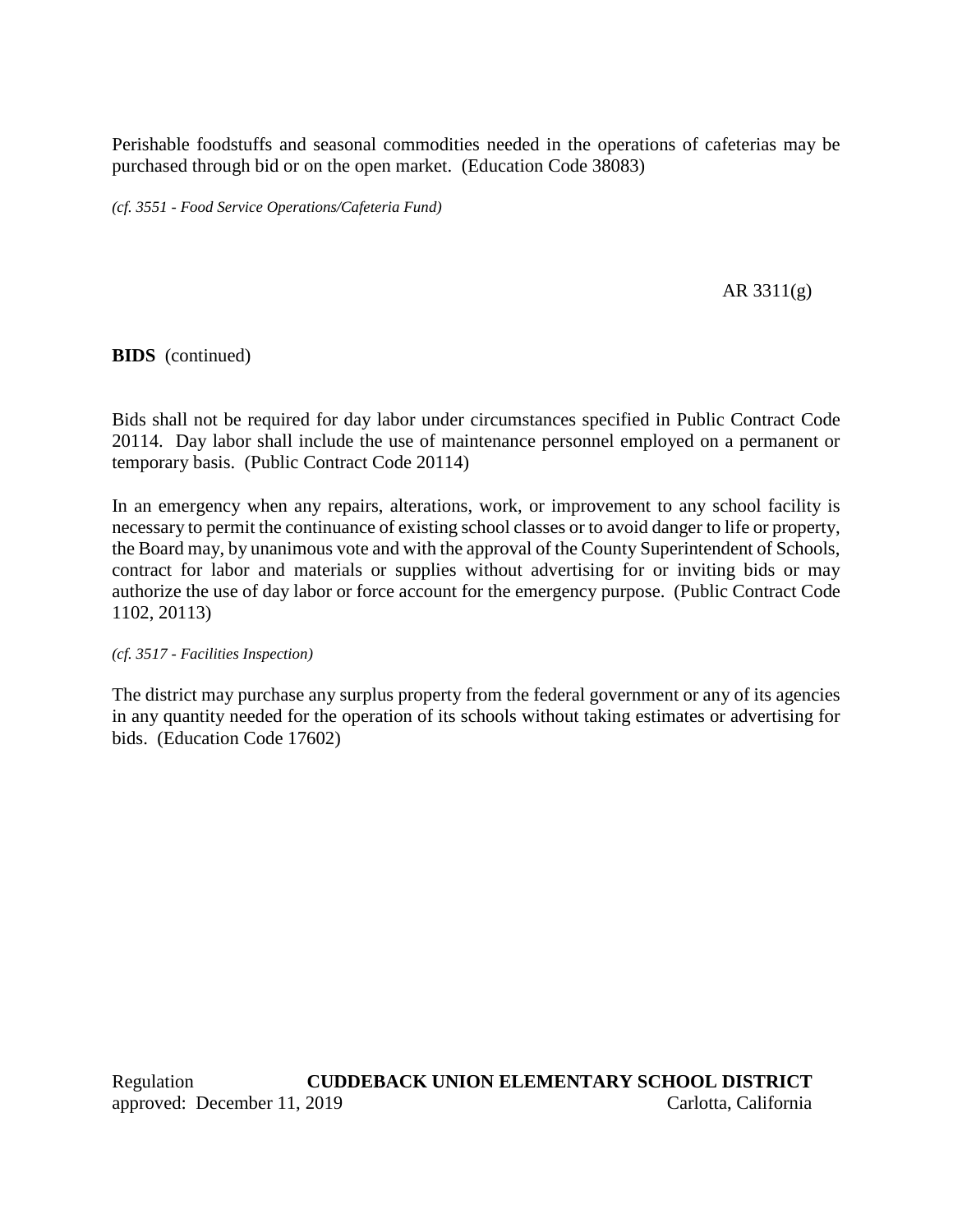Perishable foodstuffs and seasonal commodities needed in the operations of cafeterias may be purchased through bid or on the open market. (Education Code 38083)

*(cf. 3551 - Food Service Operations/Cafeteria Fund)*

AR 3311(g)

**BIDS** (continued)

Bids shall not be required for day labor under circumstances specified in Public Contract Code 20114. Day labor shall include the use of maintenance personnel employed on a permanent or temporary basis. (Public Contract Code 20114)

In an emergency when any repairs, alterations, work, or improvement to any school facility is necessary to permit the continuance of existing school classes or to avoid danger to life or property, the Board may, by unanimous vote and with the approval of the County Superintendent of Schools, contract for labor and materials or supplies without advertising for or inviting bids or may authorize the use of day labor or force account for the emergency purpose. (Public Contract Code 1102, 20113)

*(cf. 3517 - Facilities Inspection)*

The district may purchase any surplus property from the federal government or any of its agencies in any quantity needed for the operation of its schools without taking estimates or advertising for bids. (Education Code 17602)

Regulation **CUDDEBACK UNION ELEMENTARY SCHOOL DISTRICT**
approved: December 11, 2019 Carlotta, California